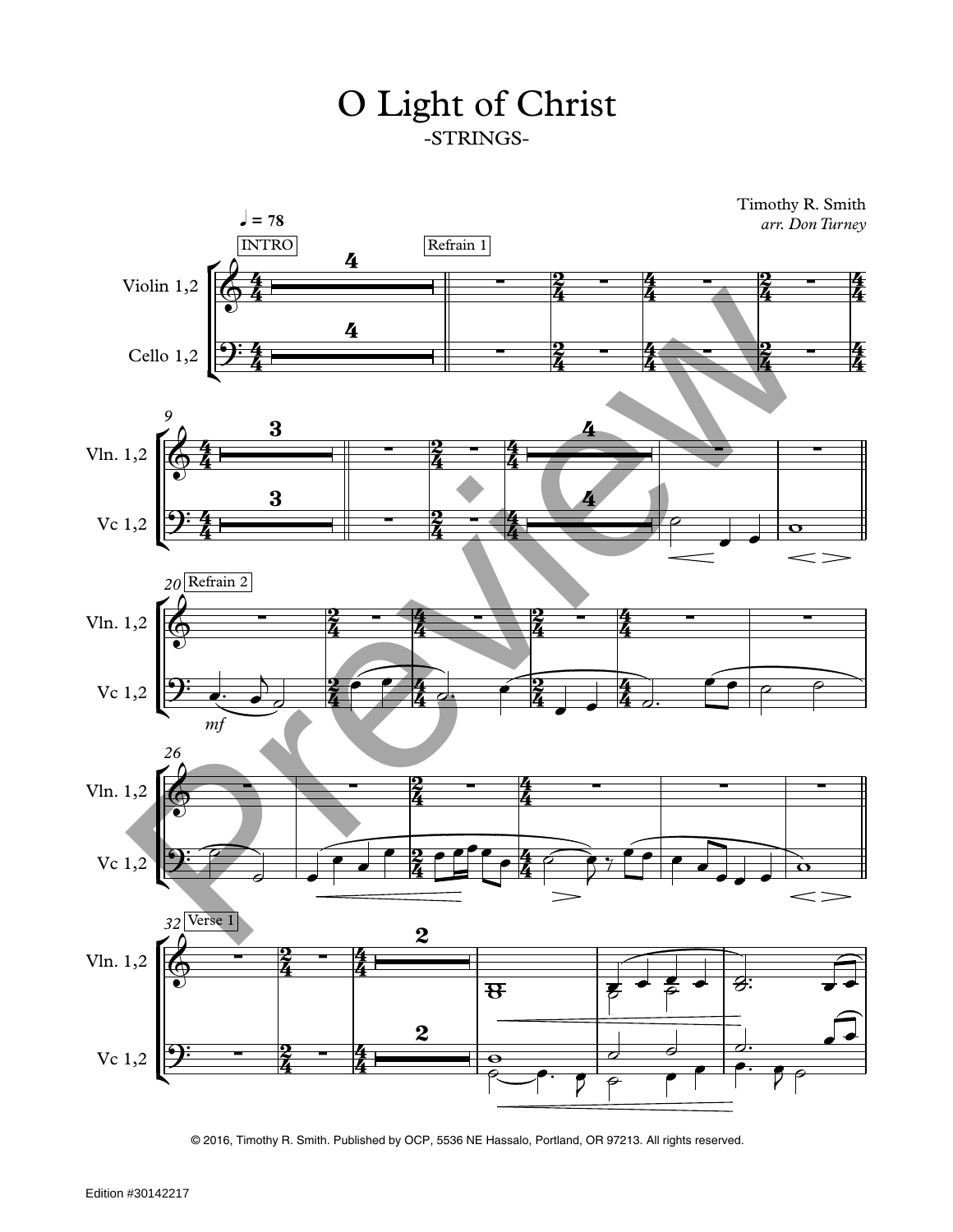# O Light of Christ

-STRINGS-

Timothy R. Smith
*arr. Don Turney*

© 2016, Timothy R. Smith. Published by OCP, 5536 NE Hassalo, Portland, OR 97213. All rights reserved.

Edition #30142217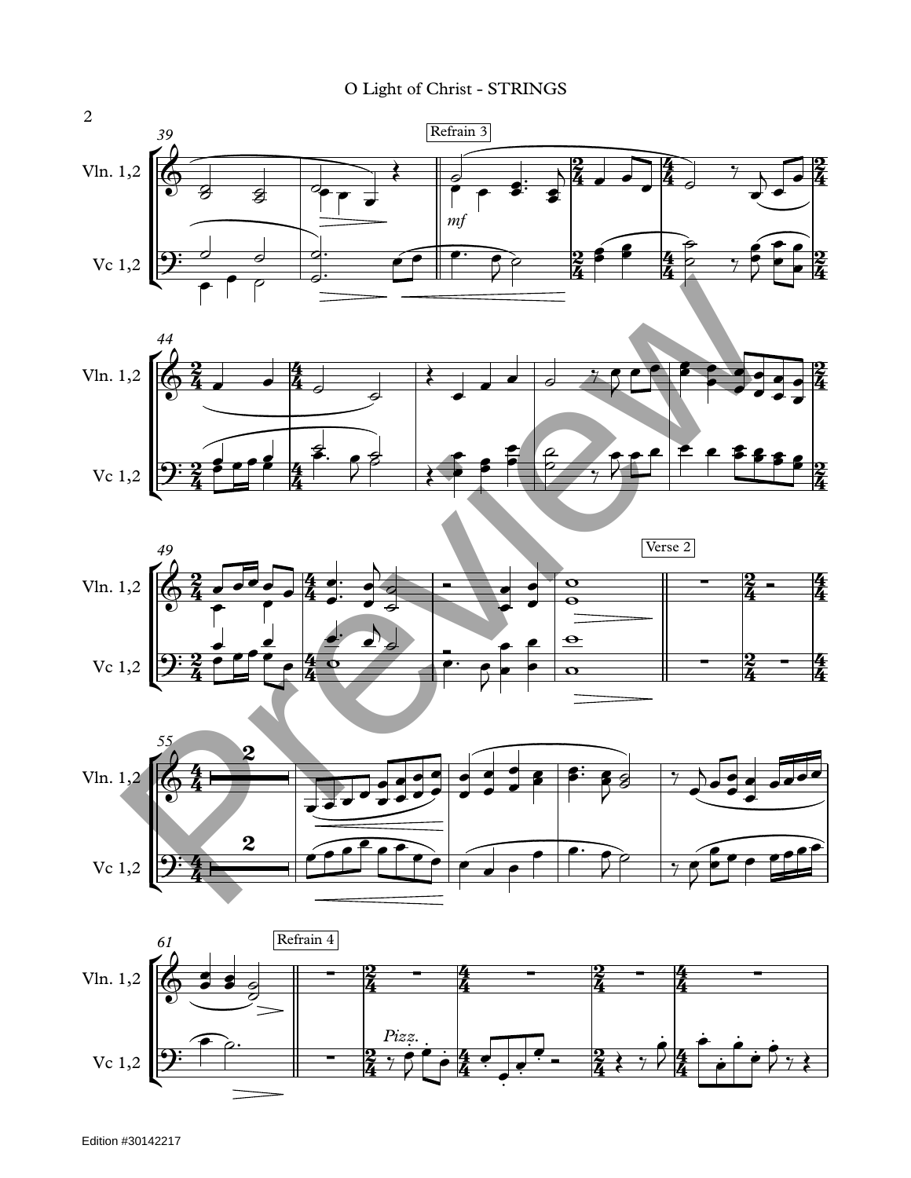O Light of Christ - STRINGS

Refrain 3

Verse 2

Refrain 4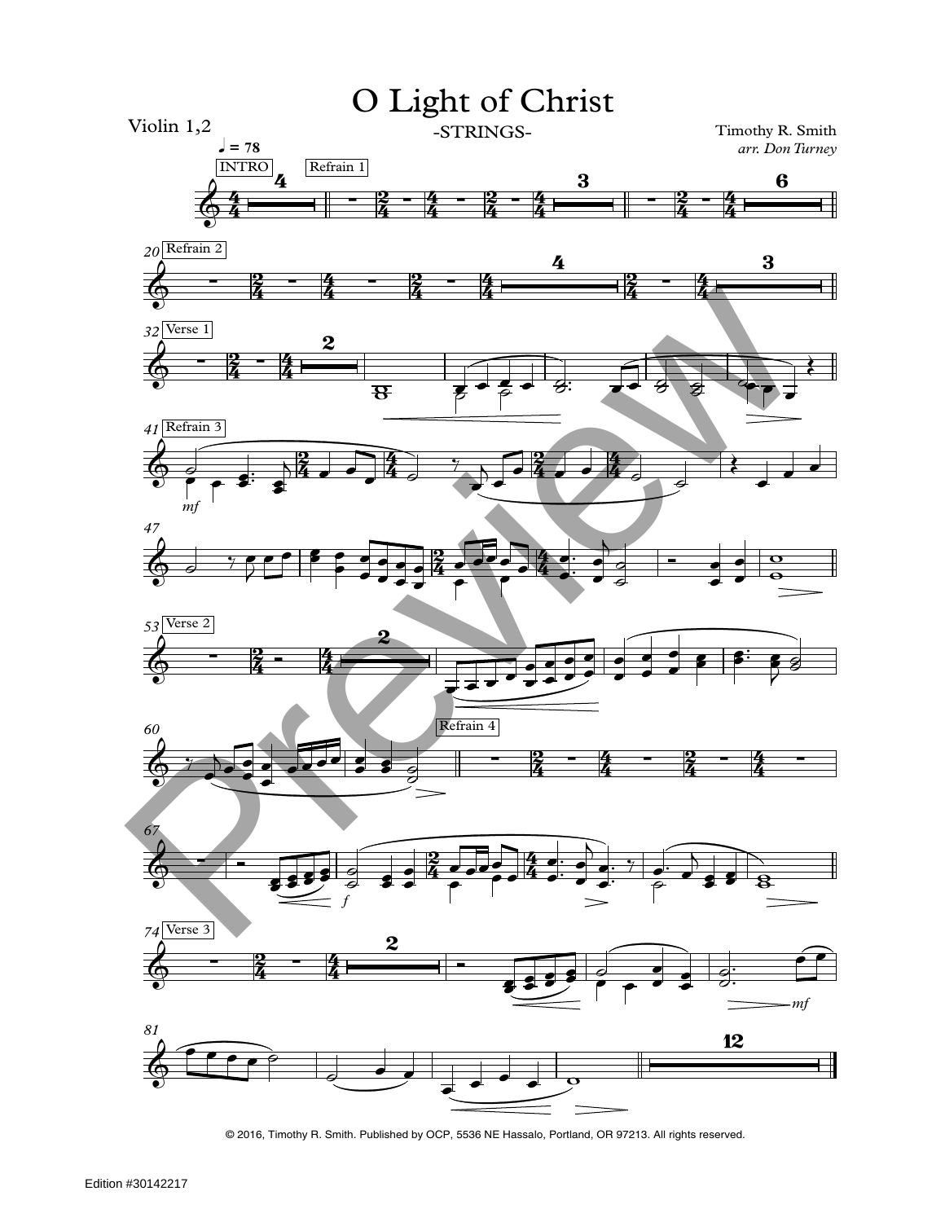# O Light of Christ

Violin 1,2

-STRINGS-

Timothy R. Smith
*arr. Don Turney*

♩ = 78

INTRO — Refrain 1

20 Refrain 2

32 Verse 1

41 Refrain 3

*mf*

47

53 Verse 2

60 — Refrain 4

67

*f*

74 Verse 3

*mf*

81

© 2016, Timothy R. Smith. Published by OCP, 5536 NE Hassalo, Portland, OR 97213. All rights reserved.

Edition #30142217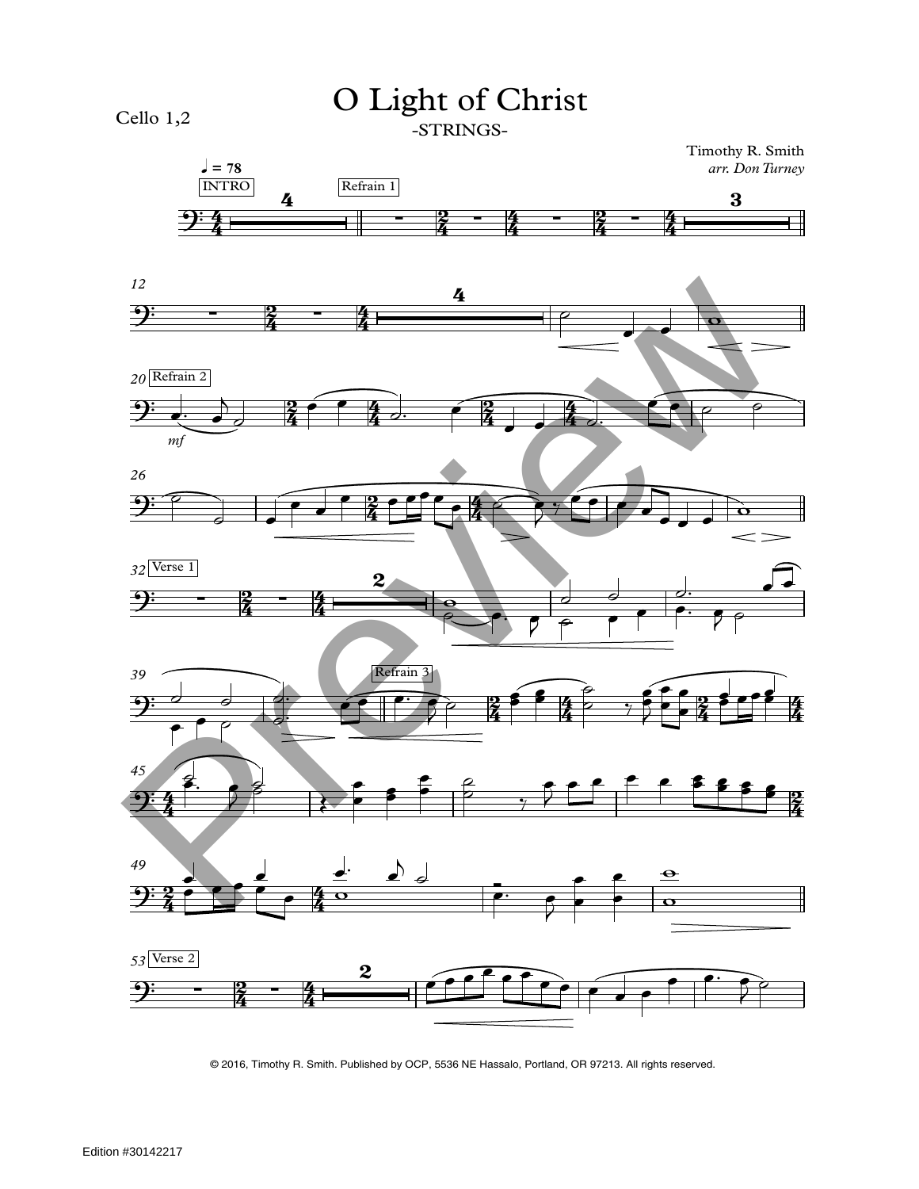Cello 1,2

# O Light of Christ

-STRINGS-

Timothy R. Smith
*arr. Don Turney*

© 2016, Timothy R. Smith. Published by OCP, 5536 NE Hassalo, Portland, OR 97213. All rights reserved.

Edition #30142217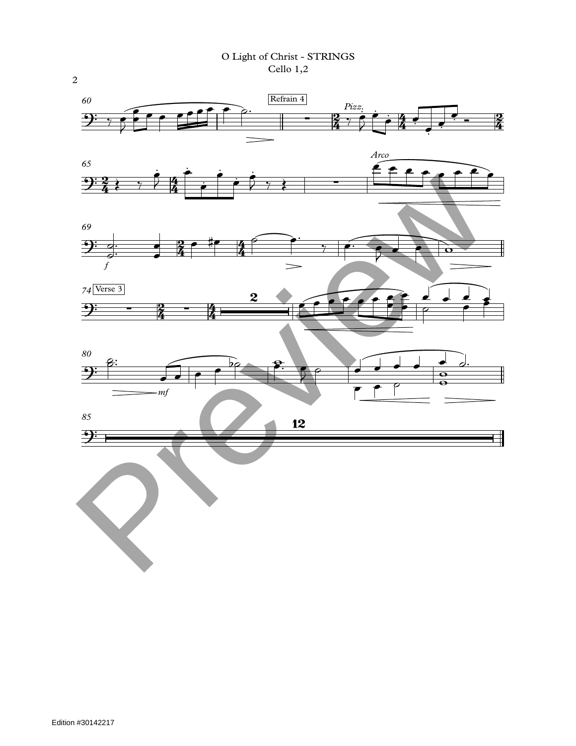O Light of Christ - STRINGS

Cello 1,2

Refrain 4

Pizz.

Arco

Verse 3

Edition #30142217